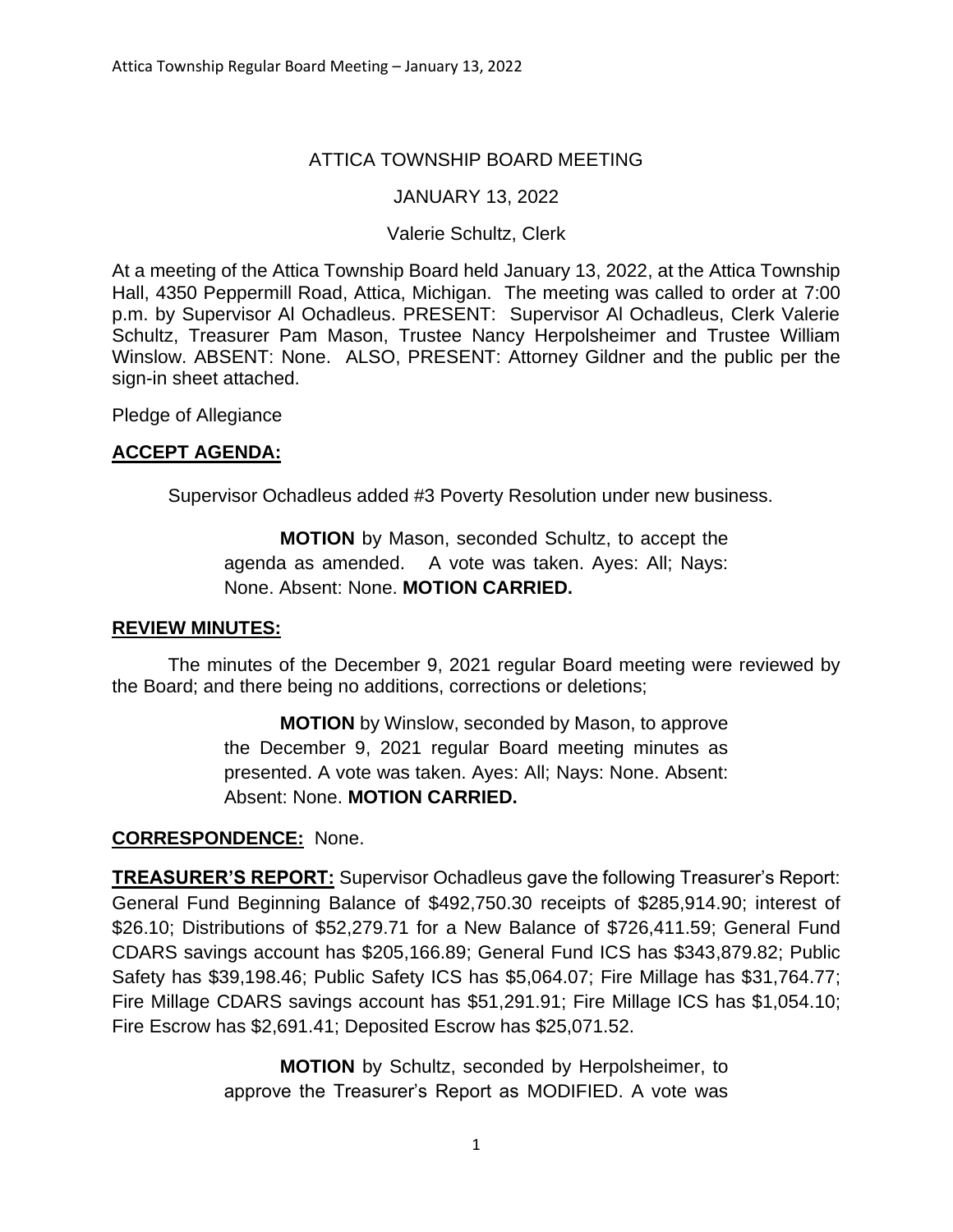ATTICA TOWNSHIP BOARD MEETING

JANUARY 13, 2022

Valerie Schultz, Clerk

At a meeting of the Attica Township Board held January 13, 2022, at the Attica Township Hall, 4350 Peppermill Road, Attica, Michigan. The meeting was called to order at 7:00 p.m. by Supervisor Al Ochadleus. PRESENT: Supervisor Al Ochadleus, Clerk Valerie Schultz, Treasurer Pam Mason, Trustee Nancy Herpolsheimer and Trustee William Winslow. ABSENT: None. ALSO, PRESENT: Attorney Gildner and the public per the sign-in sheet attached.

Pledge of Allegiance

**ACCEPT AGENDA:**

Supervisor Ochadleus added #3 Poverty Resolution under new business.

> **MOTION** by Mason, seconded Schultz, to accept the agenda as amended. A vote was taken. Ayes: All; Nays: None. Absent: None. **MOTION CARRIED.**

**REVIEW MINUTES:**

The minutes of the December 9, 2021 regular Board meeting were reviewed by the Board; and there being no additions, corrections or deletions;

> **MOTION** by Winslow, seconded by Mason, to approve the December 9, 2021 regular Board meeting minutes as presented. A vote was taken. Ayes: All; Nays: None. Absent: Absent: None. **MOTION CARRIED.**

**CORRESPONDENCE:** None.

**TREASURER'S REPORT:** Supervisor Ochadleus gave the following Treasurer's Report: General Fund Beginning Balance of $492,750.30 receipts of $285,914.90; interest of $26.10; Distributions of $52,279.71 for a New Balance of $726,411.59; General Fund CDARS savings account has $205,166.89; General Fund ICS has $343,879.82; Public Safety has $39,198.46; Public Safety ICS has $5,064.07; Fire Millage has $31,764.77; Fire Millage CDARS savings account has $51,291.91; Fire Millage ICS has $1,054.10; Fire Escrow has $2,691.41; Deposited Escrow has $25,071.52.

> **MOTION** by Schultz, seconded by Herpolsheimer, to approve the Treasurer's Report as MODIFIED. A vote was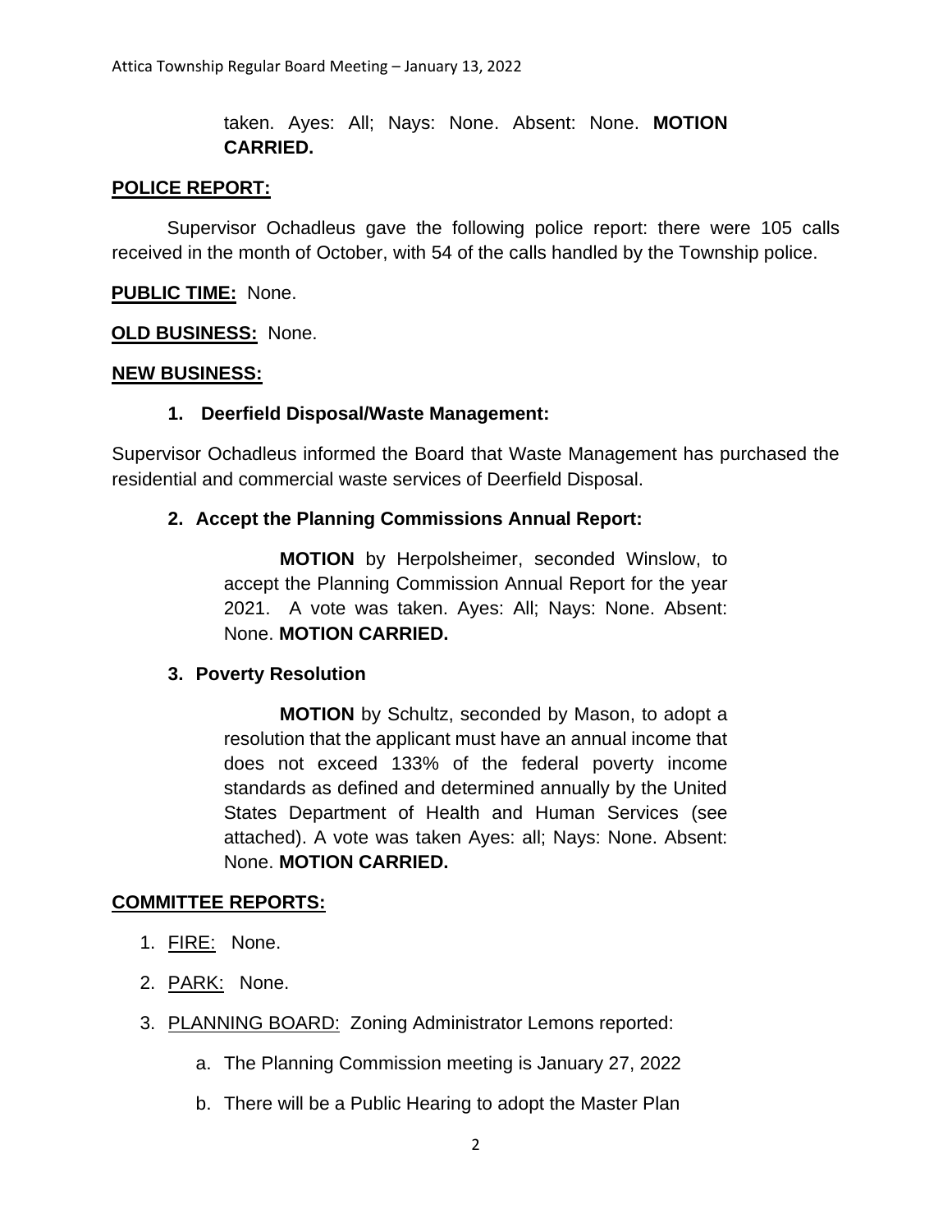taken. Ayes: All; Nays: None. Absent: None. **MOTION CARRIED.**

**POLICE REPORT:**

Supervisor Ochadleus gave the following police report: there were 105 calls received in the month of October, with 54 of the calls handled by the Township police.

**PUBLIC TIME:** None.

**OLD BUSINESS:** None.

**NEW BUSINESS:**

1. **Deerfield Disposal/Waste Management:**

Supervisor Ochadleus informed the Board that Waste Management has purchased the residential and commercial waste services of Deerfield Disposal.

2. **Accept the Planning Commissions Annual Report:**

**MOTION** by Herpolsheimer, seconded Winslow, to accept the Planning Commission Annual Report for the year 2021. A vote was taken. Ayes: All; Nays: None. Absent: None. **MOTION CARRIED.**

3. **Poverty Resolution**

**MOTION** by Schultz, seconded by Mason, to adopt a resolution that the applicant must have an annual income that does not exceed 133% of the federal poverty income standards as defined and determined annually by the United States Department of Health and Human Services (see attached). A vote was taken Ayes: all; Nays: None. Absent: None. **MOTION CARRIED.**

**COMMITTEE REPORTS:**

1. FIRE: None.
2. PARK: None.
3. PLANNING BOARD: Zoning Administrator Lemons reported:
   a. The Planning Commission meeting is January 27, 2022
   b. There will be a Public Hearing to adopt the Master Plan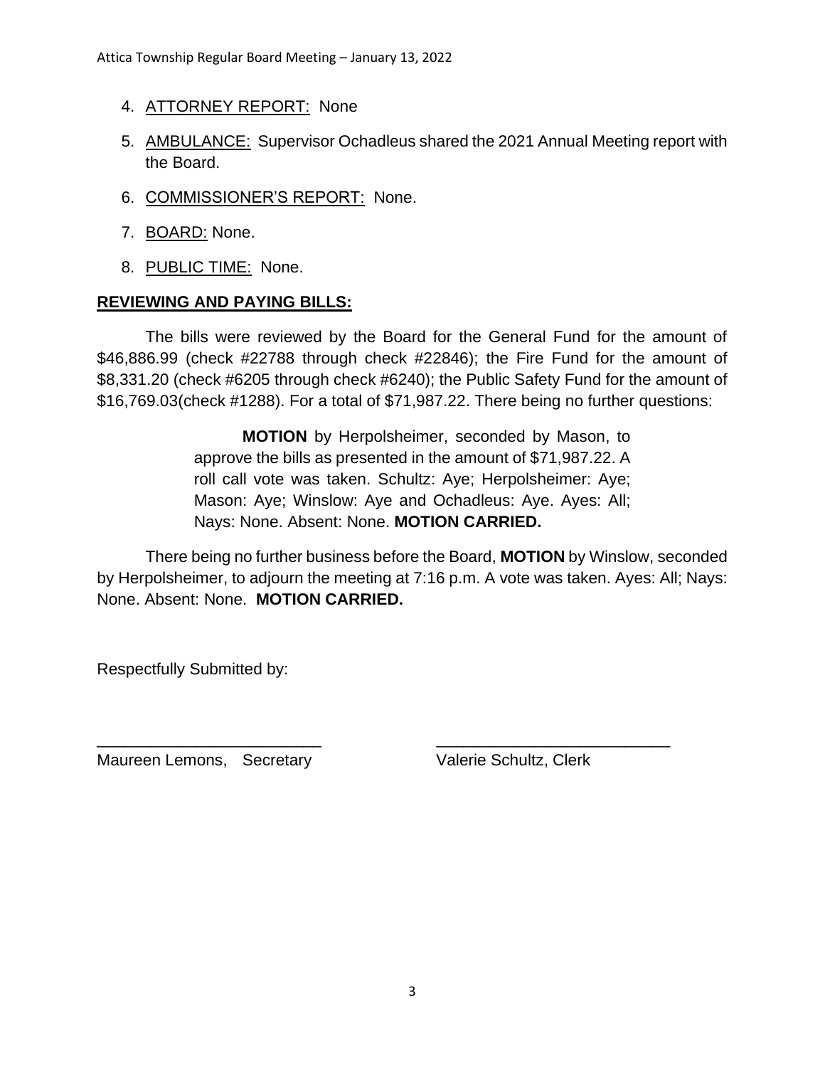4. ATTORNEY REPORT: None

5. AMBULANCE: Supervisor Ochadleus shared the 2021 Annual Meeting report with the Board.

6. COMMISSIONER'S REPORT: None.

7. BOARD: None.

8. PUBLIC TIME: None.

**REVIEWING AND PAYING BILLS:**

The bills were reviewed by the Board for the General Fund for the amount of $46,886.99 (check #22788 through check #22846); the Fire Fund for the amount of $8,331.20 (check #6205 through check #6240); the Public Safety Fund for the amount of $16,769.03(check #1288). For a total of $71,987.22. There being no further questions:

> **MOTION** by Herpolsheimer, seconded by Mason, to approve the bills as presented in the amount of $71,987.22. A roll call vote was taken. Schultz: Aye; Herpolsheimer: Aye; Mason: Aye; Winslow: Aye and Ochadleus: Aye. Ayes: All; Nays: None. Absent: None. **MOTION CARRIED.**

There being no further business before the Board, **MOTION** by Winslow, seconded by Herpolsheimer, to adjourn the meeting at 7:16 p.m. A vote was taken. Ayes: All; Nays: None. Absent: None. **MOTION CARRIED.**

Respectfully Submitted by:

___________________________ ___________________________

Maureen Lemons, Secretary Valerie Schultz, Clerk